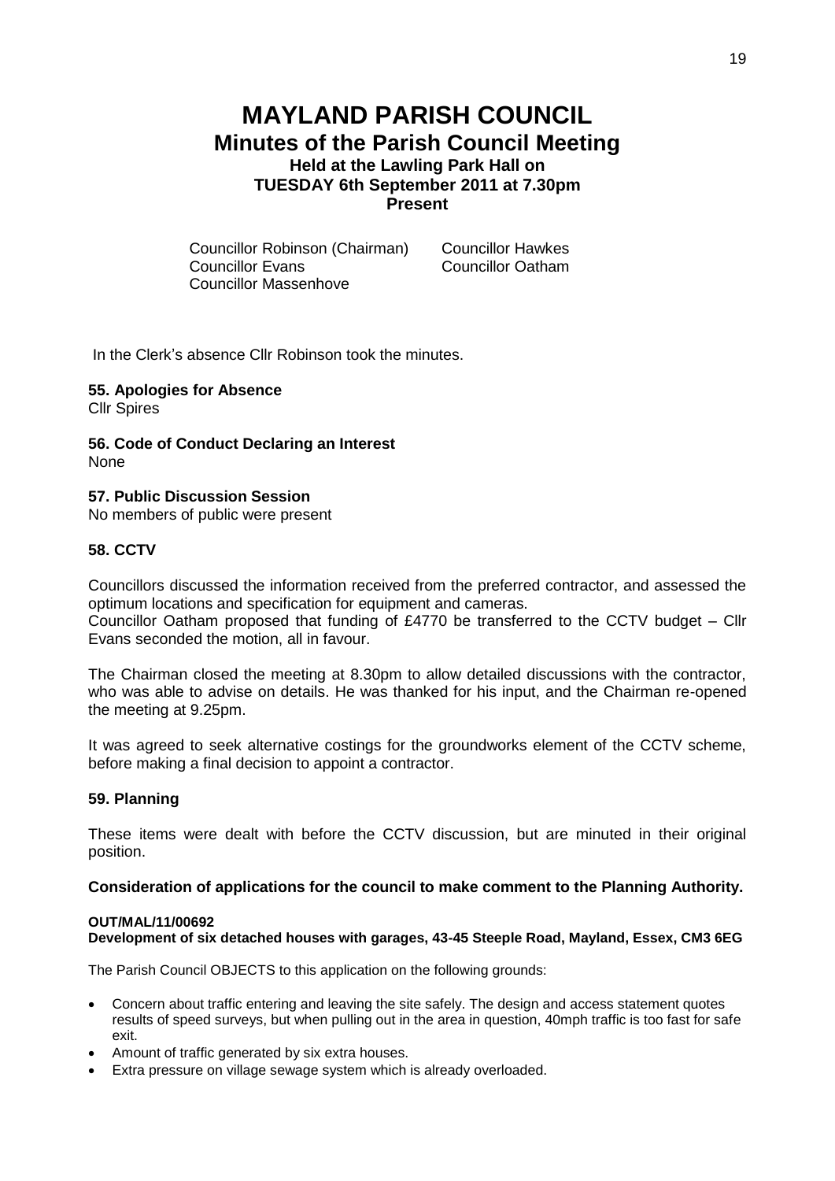# MAYLAND PARISH COUNCIL

## Minutes of the Parish Council Meeting

### Held at the Lawling Park Hall on TUESDAY 6th September 2011 at 7.30pm

### Present

Councillor Robinson (Chairman)
Councillor Hawkes
Councillor Evans
Councillor Oatham
Councillor Massenhove

In the Clerk's absence Cllr Robinson took the minutes.

**55. Apologies for Absence**

Cllr Spires

**56. Code of Conduct Declaring an Interest**

None

**57. Public Discussion Session**

No members of public were present

**58. CCTV**

Councillors discussed the information received from the preferred contractor, and assessed the optimum locations and specification for equipment and cameras.

Councillor Oatham proposed that funding of £4770 be transferred to the CCTV budget – Cllr Evans seconded the motion, all in favour.

The Chairman closed the meeting at 8.30pm to allow detailed discussions with the contractor, who was able to advise on details. He was thanked for his input, and the Chairman re-opened the meeting at 9.25pm.

It was agreed to seek alternative costings for the groundworks element of the CCTV scheme, before making a final decision to appoint a contractor.

**59. Planning**

These items were dealt with before the CCTV discussion, but are minuted in their original position.

**Consideration of applications for the council to make comment to the Planning Authority.**

**OUT/MAL/11/00692**
**Development of six detached houses with garages, 43-45 Steeple Road, Mayland, Essex, CM3 6EG**

The Parish Council OBJECTS to this application on the following grounds:

- Concern about traffic entering and leaving the site safely. The design and access statement quotes results of speed surveys, but when pulling out in the area in question, 40mph traffic is too fast for safe exit.
- Amount of traffic generated by six extra houses.
- Extra pressure on village sewage system which is already overloaded.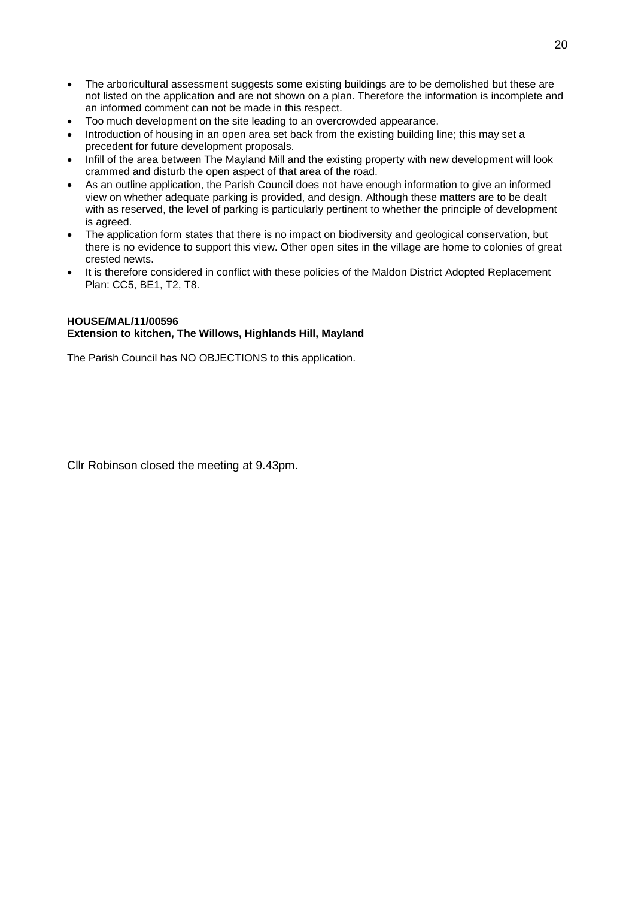- The arboricultural assessment suggests some existing buildings are to be demolished but these are not listed on the application and are not shown on a plan. Therefore the information is incomplete and an informed comment can not be made in this respect.
- Too much development on the site leading to an overcrowded appearance.
- Introduction of housing in an open area set back from the existing building line; this may set a precedent for future development proposals.
- Infill of the area between The Mayland Mill and the existing property with new development will look crammed and disturb the open aspect of that area of the road.
- As an outline application, the Parish Council does not have enough information to give an informed view on whether adequate parking is provided, and design. Although these matters are to be dealt with as reserved, the level of parking is particularly pertinent to whether the principle of development is agreed.
- The application form states that there is no impact on biodiversity and geological conservation, but there is no evidence to support this view. Other open sites in the village are home to colonies of great crested newts.
- It is therefore considered in conflict with these policies of the Maldon District Adopted Replacement Plan: CC5, BE1, T2, T8.

**HOUSE/MAL/11/00596**
**Extension to kitchen, The Willows, Highlands Hill, Mayland**

The Parish Council has NO OBJECTIONS to this application.

Cllr Robinson closed the meeting at 9.43pm.